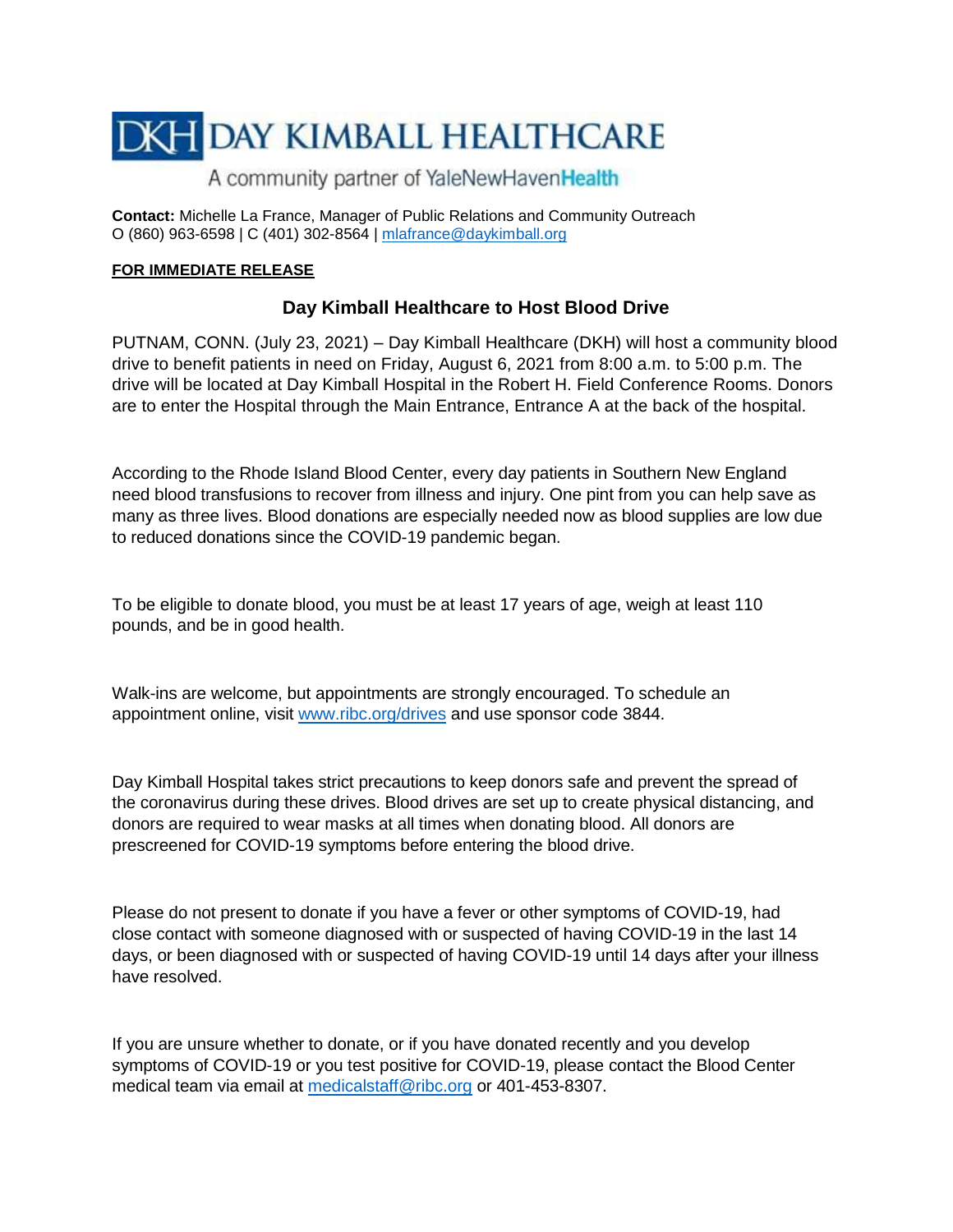# DKH DAY KIMBALL HEALTHCARE

A community partner of YaleNewHavenHealth

**Contact:** Michelle La France, Manager of Public Relations and Community Outreach
O (860) 963-6598 | C (401) 302-8564 | mlafrance@daykimball.org

**FOR IMMEDIATE RELEASE**

## Day Kimball Healthcare to Host Blood Drive

PUTNAM, CONN. (July 23, 2021) – Day Kimball Healthcare (DKH) will host a community blood drive to benefit patients in need on Friday, August 6, 2021 from 8:00 a.m. to 5:00 p.m. The drive will be located at Day Kimball Hospital in the Robert H. Field Conference Rooms. Donors are to enter the Hospital through the Main Entrance, Entrance A at the back of the hospital.

According to the Rhode Island Blood Center, every day patients in Southern New England need blood transfusions to recover from illness and injury. One pint from you can help save as many as three lives. Blood donations are especially needed now as blood supplies are low due to reduced donations since the COVID-19 pandemic began.

To be eligible to donate blood, you must be at least 17 years of age, weigh at least 110 pounds, and be in good health.

Walk-ins are welcome, but appointments are strongly encouraged. To schedule an appointment online, visit www.ribc.org/drives and use sponsor code 3844.

Day Kimball Hospital takes strict precautions to keep donors safe and prevent the spread of the coronavirus during these drives. Blood drives are set up to create physical distancing, and donors are required to wear masks at all times when donating blood. All donors are prescreened for COVID-19 symptoms before entering the blood drive.

Please do not present to donate if you have a fever or other symptoms of COVID-19, had close contact with someone diagnosed with or suspected of having COVID-19 in the last 14 days, or been diagnosed with or suspected of having COVID-19 until 14 days after your illness have resolved.

If you are unsure whether to donate, or if you have donated recently and you develop symptoms of COVID-19 or you test positive for COVID-19, please contact the Blood Center medical team via email at medicalstaff@ribc.org or 401-453-8307.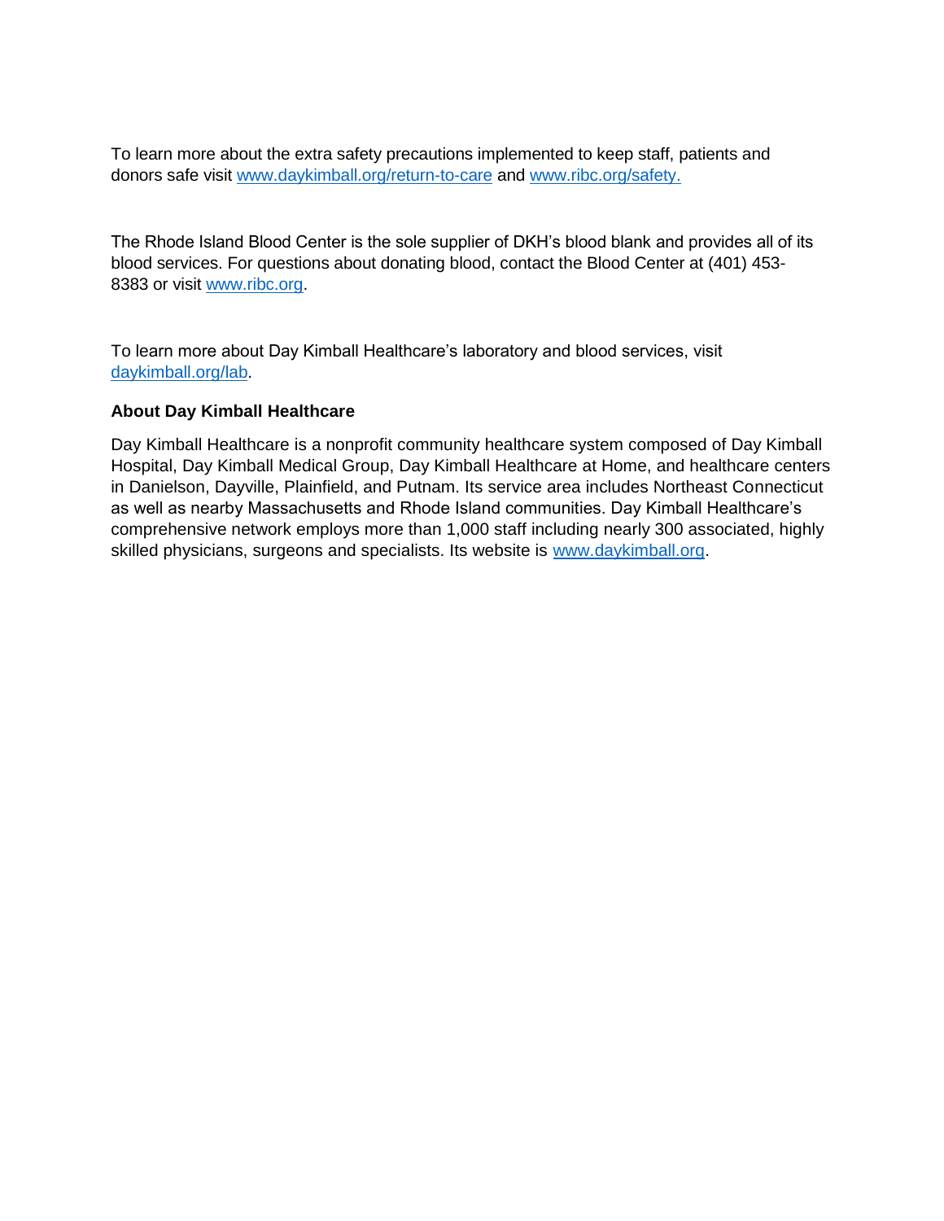To learn more about the extra safety precautions implemented to keep staff, patients and donors safe visit www.daykimball.org/return-to-care and www.ribc.org/safety.

The Rhode Island Blood Center is the sole supplier of DKH's blood blank and provides all of its blood services. For questions about donating blood, contact the Blood Center at (401) 453-8383 or visit www.ribc.org.

To learn more about Day Kimball Healthcare's laboratory and blood services, visit daykimball.org/lab.

**About Day Kimball Healthcare**

Day Kimball Healthcare is a nonprofit community healthcare system composed of Day Kimball Hospital, Day Kimball Medical Group, Day Kimball Healthcare at Home, and healthcare centers in Danielson, Dayville, Plainfield, and Putnam. Its service area includes Northeast Connecticut as well as nearby Massachusetts and Rhode Island communities. Day Kimball Healthcare's comprehensive network employs more than 1,000 staff including nearly 300 associated, highly skilled physicians, surgeons and specialists. Its website is www.daykimball.org.